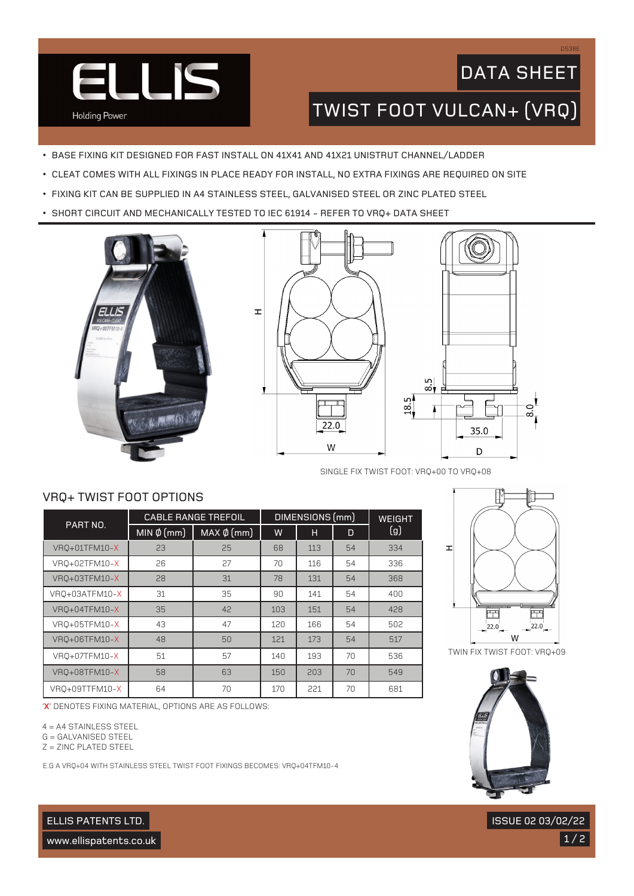# DATA SHEET

## TWIST FOOT VULCAN+ (VRQ)

- BASE FIXING KIT DESIGNED FOR FAST INSTALL ON 41X41 AND 41X21 UNISTRUT CHANNEL/LADDER
- CLEAT COMES WITH ALL FIXINGS IN PLACE READY FOR INSTALL, NO EXTRA FIXINGS ARE REQUIRED ON SITE
- FIXING KIT CAN BE SUPPLIED IN A4 STAINLESS STEEL, GALVANISED STEEL OR ZINC PLATED STEEL
- SHORT CIRCUIT AND MECHANICALLY TESTED TO IEC 61914 - REFER TO VRQ+ DATA SHEET

SINGLE FIX TWIST FOOT: VRQ+00 TO VRQ+08

## VRQ+ TWIST FOOT OPTIONS

| PART NO. | CABLE RANGE TREFOIL | | DIMENSIONS (mm) | | | WEIGHT (g) |
|---|---|---|---|---|---|---|
| | MIN ⌀ (mm) | MAX ⌀ (mm) | W | H | D | |
| VRQ+01TFM10-X | 23 | 25 | 68 | 113 | 54 | 334 |
| VRQ+02TFM10-X | 26 | 27 | 70 | 116 | 54 | 336 |
| VRQ+03TFM10-X | 28 | 31 | 78 | 131 | 54 | 368 |
| VRQ+03ATFM10-X | 31 | 35 | 90 | 141 | 54 | 400 |
| VRQ+04TFM10-X | 35 | 42 | 103 | 151 | 54 | 428 |
| VRQ+05TFM10-X | 43 | 47 | 120 | 166 | 54 | 502 |
| VRQ+06TFM10-X | 48 | 50 | 121 | 173 | 54 | 517 |
| VRQ+07TFM10-X | 51 | 57 | 140 | 193 | 70 | 536 |
| VRQ+08TFM10-X | 58 | 63 | 150 | 203 | 70 | 549 |
| VRQ+09TTFM10-X | 64 | 70 | 170 | 221 | 70 | 681 |

'X' DENOTES FIXING MATERIAL, OPTIONS ARE AS FOLLOWS:

4 = A4 STAINLESS STEEL
G = GALVANISED STEEL
Z = ZINC PLATED STEEL

E.G A VRQ+04 WITH STAINLESS STEEL TWIST FOOT FIXINGS BECOMES: VRQ+04TFM10-4

TWIN FIX TWIST FOOT: VRQ+09

ELLIS PATENTS LTD.
www.ellispatents.co.uk

ISSUE 02 03/02/22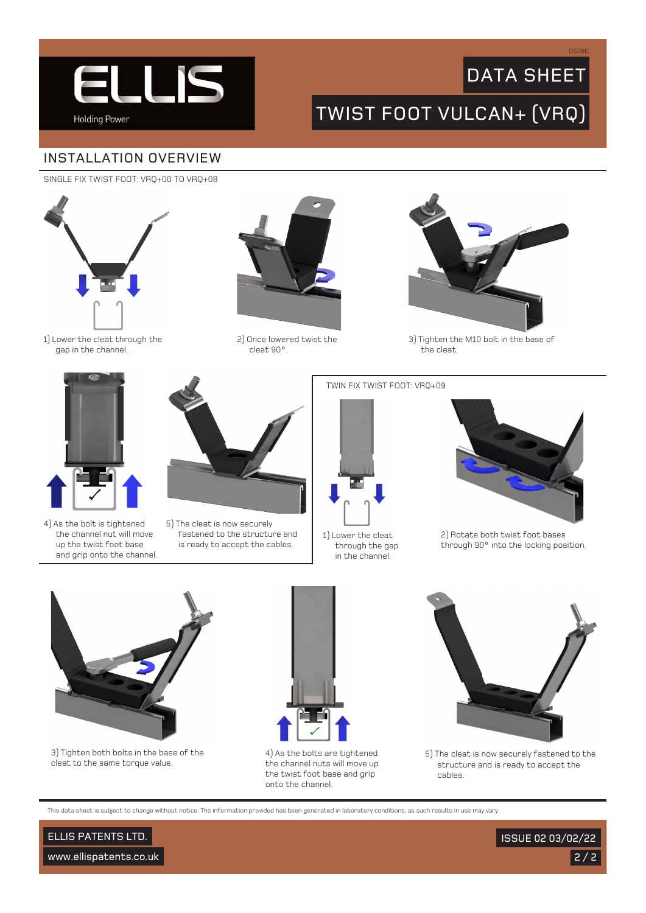# ELLIS

Holding Power

DS38E

# DATA SHEET

# TWIST FOOT VULCAN+ (VRQ)

## INSTALLATION OVERVIEW

SINGLE FIX TWIST FOOT: VRQ+00 TO VRQ+08

1) Lower the cleat through the gap in the channel.

2) Once lowered twist the cleat 90°.

3) Tighten the M10 bolt in the base of the cleat.

4) As the bolt is tightened the channel nut will move up the twist foot base and grip onto the channel.

5) The cleat is now securely fastened to the structure and is ready to accept the cables.

TWIN FIX TWIST FOOT: VRQ+09

1) Lower the cleat through the gap in the channel.

2) Rotate both twist foot bases through 90° into the locking position.

3) Tighten both bolts in the base of the cleat to the same torque value.

4) As the bolts are tightened the channel nuts will move up the twist foot base and grip onto the channel.

5) The cleat is now securely fastened to the structure and is ready to accept the cables.

This data sheet is subject to change without notice. The information provided has been generated in laboratory conditions, as such results in use may vary.

ELLIS PATENTS LTD.

www.ellispatents.co.uk

ISSUE 02 03/02/22